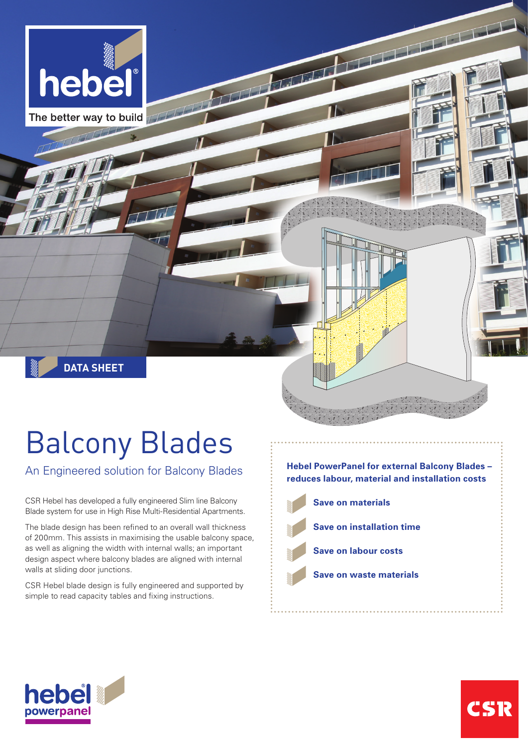hebel

The better way to build

DATA SHEET

# Balcony Blades

## An Engineered solution for Balcony Blades

CSR Hebel has developed a fully engineered Slim line Balcony Blade system for use in High Rise Multi-Residential Apartments.

The blade design has been refined to an overall wall thickness of 200mm. This assists in maximising the usable balcony space, as well as aligning the width with internal walls; an important design aspect where balcony blades are aligned with internal walls at sliding door junctions.

CSR Hebel blade design is fully engineered and supported by simple to read capacity tables and fixing instructions.

**Hebel PowerPanel for external Balcony Blades – reduces labour, material and installation costs**

- **Save on materials**
- **Save on installation time**
- **Save on labour costs**
- **Save on waste materials**

hebel powerpanel

CSR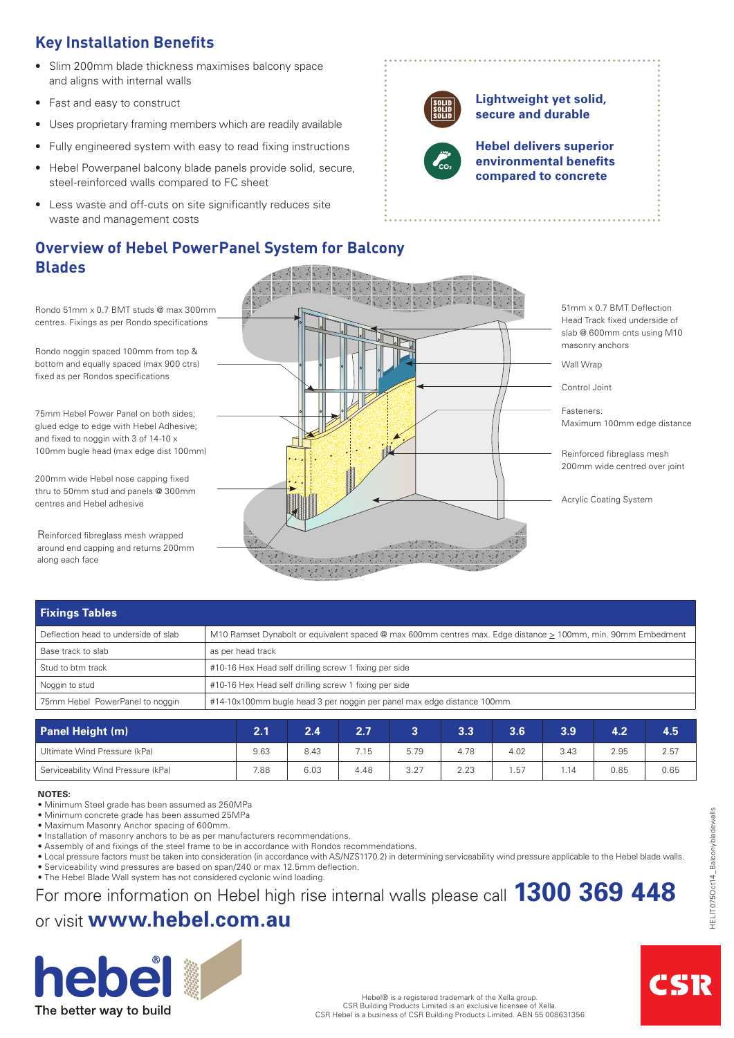## Key Installation Benefits

- Slim 200mm blade thickness maximises balcony space and aligns with internal walls
- Fast and easy to construct
- Uses proprietary framing members which are readily available
- Fully engineered system with easy to read fixing instructions
- Hebel Powerpanel balcony blade panels provide solid, secure, steel-reinforced walls compared to FC sheet
- Less waste and off-cuts on site significantly reduces site waste and management costs

**Lightweight yet solid, secure and durable**

**Hebel delivers superior environmental benefits compared to concrete**

## Overview of Hebel PowerPanel System for Balcony Blades

Rondo 51mm x 0.7 BMT studs @ max 300mm centres. Fixings as per Rondo specifications

Rondo noggin spaced 100mm from top & bottom and equally spaced (max 900 ctrs) fixed as per Rondos specifications

75mm Hebel Power Panel on both sides; glued edge to edge with Hebel Adhesive; and fixed to noggin with 3 of 14-10 x 100mm bugle head (max edge dist 100mm)

200mm wide Hebel nose capping fixed thru to 50mm stud and panels @ 300mm centres and Hebel adhesive

Reinforced fibreglass mesh wrapped around end capping and returns 200mm along each face

51mm x 0.7 BMT Deflection Head Track fixed underside of slab @ 600mm cnts using M10 masonry anchors

Wall Wrap

Control Joint

Fasteners: Maximum 100mm edge distance

Reinforced fibreglass mesh 200mm wide centred over joint

Acrylic Coating System

| Fixings Tables | |
|---|---|
| Deflection head to underside of slab | M10 Ramset Dynabolt or equivalent spaced @ max 600mm centres max. Edge distance ≥ 100mm, min. 90mm Embedment |
| Base track to slab | as per head track |
| Stud to btm track | #10-16 Hex Head self drilling screw 1 fixing per side |
| Noggin to stud | #10-16 Hex Head self drilling screw 1 fixing per side |
| 75mm Hebel PowerPanel to noggin | #14-10x100mm bugle head 3 per noggin per panel max edge distance 100mm |

| Panel Height (m) | 2.1 | 2.4 | 2.7 | 3 | 3.3 | 3.6 | 3.9 | 4.2 | 4.5 |
|---|---|---|---|---|---|---|---|---|---|
| Ultimate Wind Pressure (kPa) | 9.63 | 8.43 | 7.15 | 5.79 | 4.78 | 4.02 | 3.43 | 2.95 | 2.57 |
| Serviceability Wind Pressure (kPa) | 7.88 | 6.03 | 4.48 | 3.27 | 2.23 | 1.57 | 1.14 | 0.85 | 0.65 |

**NOTES:**

- Minimum Steel grade has been assumed as 250MPa
- Minimum concrete grade has been assumed 25MPa
- Maximum Masonry Anchor spacing of 600mm.
- Installation of masonry anchors to be as per manufacturers recommendations.
- Assembly of and fixings of the steel frame to be in accordance with Rondos recommendations.
- Local pressure factors must be taken into consideration (in accordance with AS/NZS1170.2) in determining serviceability wind pressure applicable to the Hebel blade walls.
- Serviceability wind pressures are based on span/240 or max 12.5mm deflection.
- The Hebel Blade Wall system has not considered cyclonic wind loading.

For more information on Hebel high rise internal walls please call **1300 369 448** or visit **www.hebel.com.au**

hebel® The better way to build

Hebel® is a registered trademark of the Xella group.
CSR Building Products Limited is an exclusive licensee of Xella.
CSR Hebel is a business of CSR Building Products Limited. ABN 55 008631356

CSR

HELIT075Oct14_Balconybladewalls